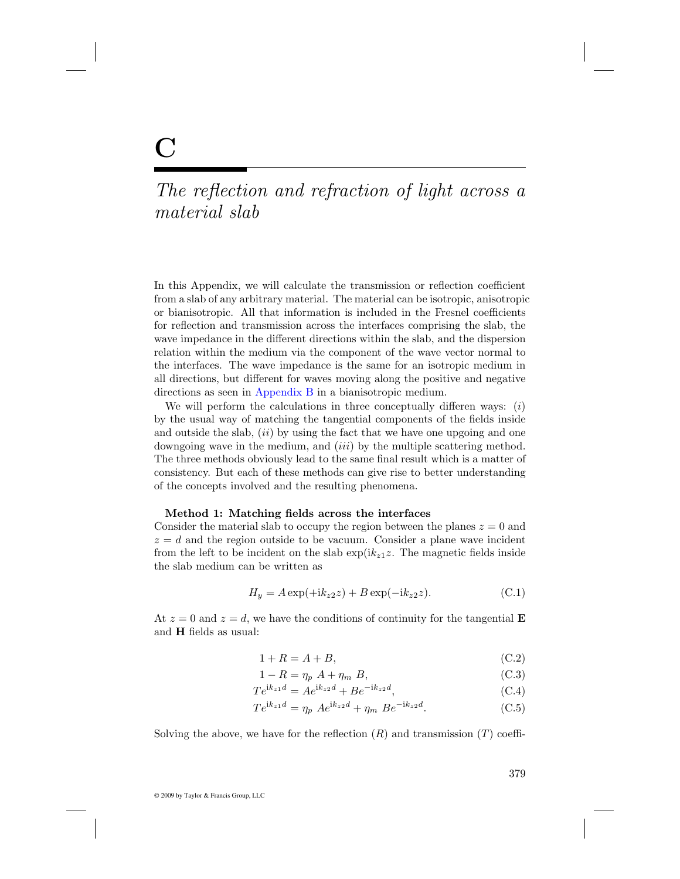# C

# *The reflection and refraction of light across a material slab*

In this Appendix, we will calculate the transmission or reflection coefficient from a slab of any arbitrary material. The material can be isotropic, anisotropic or bianisotropic. All that information is included in the Fresnel coefficients for reflection and transmission across the interfaces comprising the slab, the wave impedance in the different directions within the slab, and the dispersion relation within the medium via the component of the wave vector normal to the interfaces. The wave impedance is the same for an isotropic medium in all directions, but different for waves moving along the positive and negative directions as seen in Appendix B in a bianisotropic medium.

We will perform the calculations in three conceptually differen ways: (*i*) by the usual way of matching the tangential components of the fields inside and outside the slab, (*ii*) by using the fact that we have one upgoing and one downgoing wave in the medium, and (*iii*) by the multiple scattering method. The three methods obviously lead to the same final result which is a matter of consistency. But each of these methods can give rise to better understanding of the concepts involved and the resulting phenomena.

**Method 1: Matching fields across the interfaces**

Consider the material slab to occupy the region between the planes $z = 0$ and $z = d$ and the region outside to be vacuum. Consider a plane wave incident from the left to be incident on the slab $\exp(\mathrm{i}k_{z1}z$. The magnetic fields inside the slab medium can be written as

$$H_y = A\exp(+\mathrm{i}k_{z2}z) + B\exp(-\mathrm{i}k_{z2}z). \tag{C.1}$$

At $z = 0$ and $z = d$, we have the conditions of continuity for the tangential **E** and **H** fields as usual:

$$1 + R = A + B, \tag{C.2}$$

$$1 - R = \eta_p\ A + \eta_m\ B, \tag{C.3}$$

$$Te^{\mathrm{i}k_{z1}d} = Ae^{\mathrm{i}k_{z2}d} + Be^{-\mathrm{i}k_{z2}d}, \tag{C.4}$$

$$Te^{\mathrm{i}k_{z1}d} = \eta_p\ Ae^{\mathrm{i}k_{z2}d} + \eta_m\ Be^{-\mathrm{i}k_{z2}d}. \tag{C.5}$$

Solving the above, we have for the reflection ($R$) and transmission ($T$) coeffi-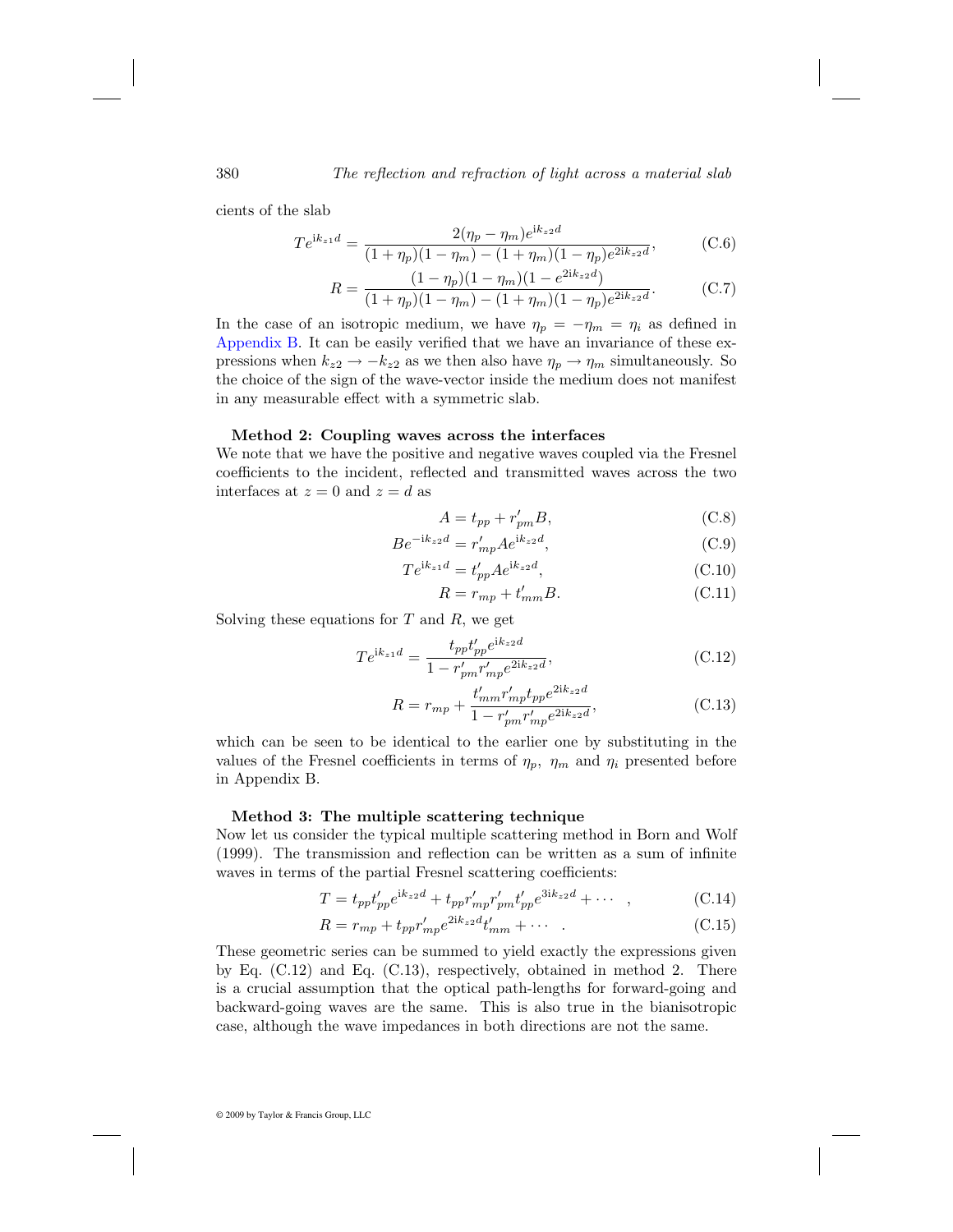cients of the slab

$$Te^{\mathrm{i}k_{z1}d} = \frac{2(\eta_p - \eta_m)e^{\mathrm{i}k_{z2}d}}{(1+\eta_p)(1-\eta_m) - (1+\eta_m)(1-\eta_p)e^{2\mathrm{i}k_{z2}d}}, \tag{C.6}$$

$$R = \frac{(1-\eta_p)(1-\eta_m)(1-e^{2\mathrm{i}k_{z2}d})}{(1+\eta_p)(1-\eta_m) - (1+\eta_m)(1-\eta_p)e^{2\mathrm{i}k_{z2}d}}. \tag{C.7}$$

In the case of an isotropic medium, we have $\eta_p = -\eta_m = \eta_i$ as defined in Appendix B. It can be easily verified that we have an invariance of these expressions when $k_{z2} \to -k_{z2}$ as we then also have $\eta_p \to \eta_m$ simultaneously. So the choice of the sign of the wave-vector inside the medium does not manifest in any measurable effect with a symmetric slab.

**Method 2: Coupling waves across the interfaces**

We note that we have the positive and negative waves coupled via the Fresnel coefficients to the incident, reflected and transmitted waves across the two interfaces at $z = 0$ and $z = d$ as

$$A = t_{pp} + r'_{pm}B, \tag{C.8}$$

$$Be^{-\mathrm{i}k_{z2}d} = r'_{mp}Ae^{\mathrm{i}k_{z2}d}, \tag{C.9}$$

$$Te^{\mathrm{i}k_{z1}d} = t'_{pp}Ae^{\mathrm{i}k_{z2}d}, \tag{C.10}$$

$$R = r_{mp} + t'_{mm}B. \tag{C.11}$$

Solving these equations for $T$ and $R$, we get

$$Te^{\mathrm{i}k_{z1}d} = \frac{t_{pp}t'_{pp}e^{\mathrm{i}k_{z2}d}}{1 - r'_{pm}r'_{mp}e^{2\mathrm{i}k_{z2}d}}, \tag{C.12}$$

$$R = r_{mp} + \frac{t'_{mm}r'_{mp}t_{pp}e^{2\mathrm{i}k_{z2}d}}{1 - r'_{pm}r'_{mp}e^{2\mathrm{i}k_{z2}d}}, \tag{C.13}$$

which can be seen to be identical to the earlier one by substituting in the values of the Fresnel coefficients in terms of $\eta_p$, $\eta_m$ and $\eta_i$ presented before in Appendix B.

**Method 3: The multiple scattering technique**

Now let us consider the typical multiple scattering method in Born and Wolf (1999). The transmission and reflection can be written as a sum of infinite waves in terms of the partial Fresnel scattering coefficients:

$$T = t_{pp}t'_{pp}e^{\mathrm{i}k_{z2}d} + t_{pp}r'_{mp}r'_{pm}t'_{pp}e^{3\mathrm{i}k_{z2}d} + \cdots \quad , \tag{C.14}$$

$$R = r_{mp} + t_{pp}r'_{mp}e^{2\mathrm{i}k_{z2}d}t'_{mm} + \cdots \quad . \tag{C.15}$$

These geometric series can be summed to yield exactly the expressions given by Eq. (C.12) and Eq. (C.13), respectively, obtained in method 2. There is a crucial assumption that the optical path-lengths for forward-going and backward-going waves are the same. This is also true in the bianisotropic case, although the wave impedances in both directions are not the same.